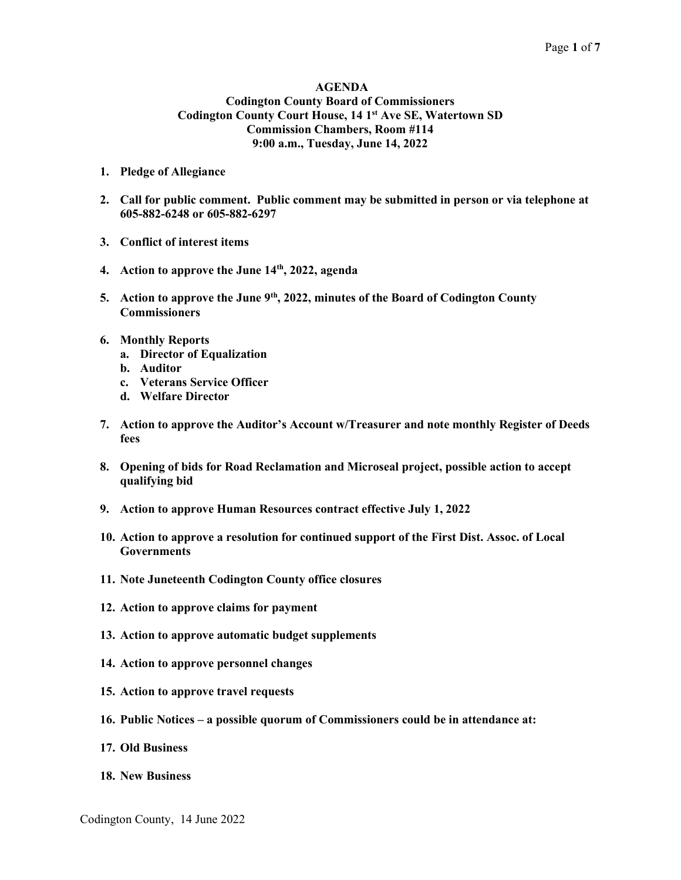**AGENDA**
**Codington County Board of Commissioners**
**Codington County Court House, 14 1st Ave SE, Watertown SD**
**Commission Chambers, Room #114**
**9:00 a.m., Tuesday, June 14, 2022**

1. **Pledge of Allegiance**

2. **Call for public comment. Public comment may be submitted in person or via telephone at 605-882-6248 or 605-882-6297**

3. **Conflict of interest items**

4. **Action to approve the June 14th, 2022, agenda**

5. **Action to approve the June 9th, 2022, minutes of the Board of Codington County Commissioners**

6. **Monthly Reports**
   a. **Director of Equalization**
   b. **Auditor**
   c. **Veterans Service Officer**
   d. **Welfare Director**

7. **Action to approve the Auditor's Account w/Treasurer and note monthly Register of Deeds fees**

8. **Opening of bids for Road Reclamation and Microseal project, possible action to accept qualifying bid**

9. **Action to approve Human Resources contract effective July 1, 2022**

10. **Action to approve a resolution for continued support of the First Dist. Assoc. of Local Governments**

11. **Note Juneteenth Codington County office closures**

12. **Action to approve claims for payment**

13. **Action to approve automatic budget supplements**

14. **Action to approve personnel changes**

15. **Action to approve travel requests**

16. **Public Notices – a possible quorum of Commissioners could be in attendance at:**

17. **Old Business**

18. **New Business**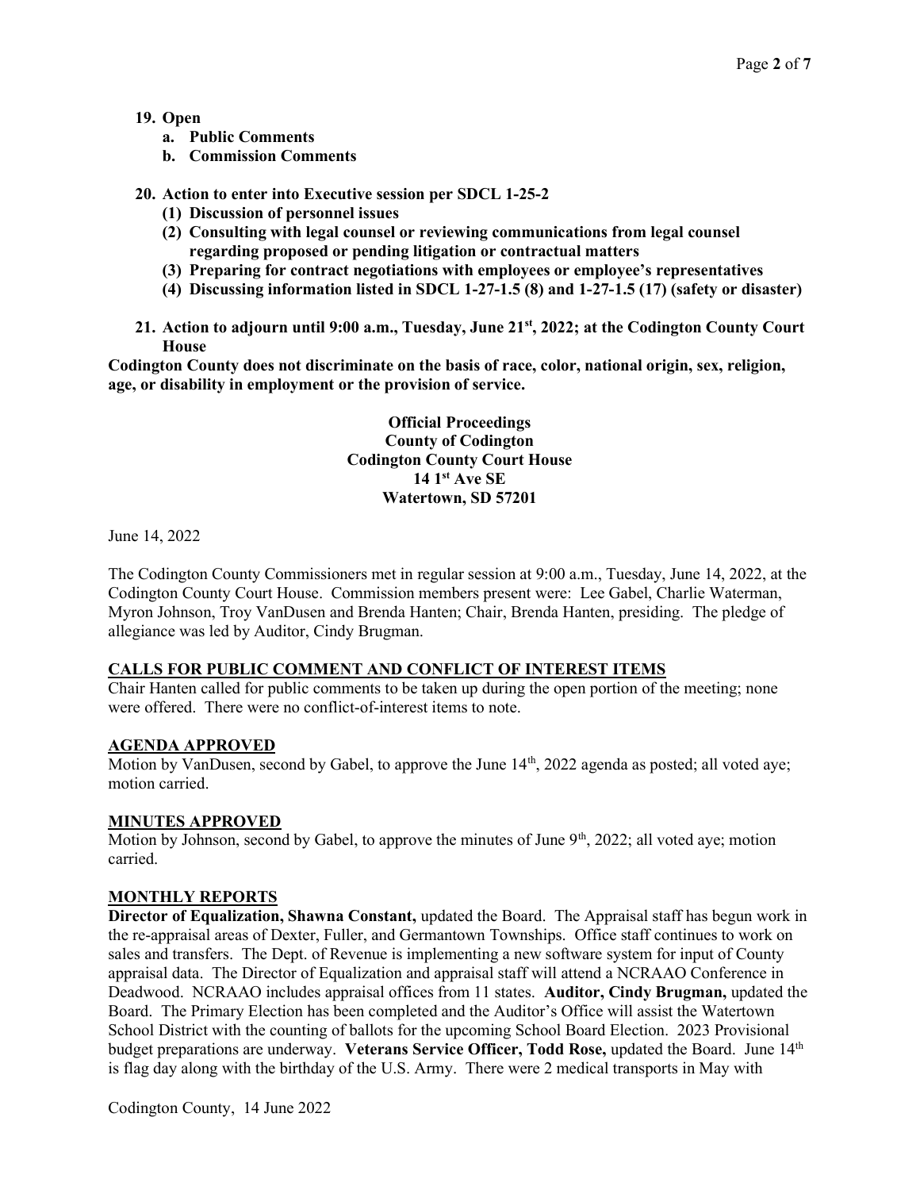19. **Open**
    a. **Public Comments**
    b. **Commission Comments**

20. **Action to enter into Executive session per SDCL 1-25-2**
    **(1) Discussion of personnel issues**
    **(2) Consulting with legal counsel or reviewing communications from legal counsel regarding proposed or pending litigation or contractual matters**
    **(3) Preparing for contract negotiations with employees or employee's representatives**
    **(4) Discussing information listed in SDCL 1-27-1.5 (8) and 1-27-1.5 (17) (safety or disaster)**

21. **Action to adjourn until 9:00 a.m., Tuesday, June 21st, 2022; at the Codington County Court House**

**Codington County does not discriminate on the basis of race, color, national origin, sex, religion, age, or disability in employment or the provision of service.**

**Official Proceedings**
**County of Codington**
**Codington County Court House**
**14 1st Ave SE**
**Watertown, SD 57201**

June 14, 2022

The Codington County Commissioners met in regular session at 9:00 a.m., Tuesday, June 14, 2022, at the Codington County Court House. Commission members present were: Lee Gabel, Charlie Waterman, Myron Johnson, Troy VanDusen and Brenda Hanten; Chair, Brenda Hanten, presiding. The pledge of allegiance was led by Auditor, Cindy Brugman.

## CALLS FOR PUBLIC COMMENT AND CONFLICT OF INTEREST ITEMS

Chair Hanten called for public comments to be taken up during the open portion of the meeting; none were offered. There were no conflict-of-interest items to note.

## AGENDA APPROVED

Motion by VanDusen, second by Gabel, to approve the June 14th, 2022 agenda as posted; all voted aye; motion carried.

## MINUTES APPROVED

Motion by Johnson, second by Gabel, to approve the minutes of June 9th, 2022; all voted aye; motion carried.

## MONTHLY REPORTS

**Director of Equalization, Shawna Constant,** updated the Board. The Appraisal staff has begun work in the re-appraisal areas of Dexter, Fuller, and Germantown Townships. Office staff continues to work on sales and transfers. The Dept. of Revenue is implementing a new software system for input of County appraisal data. The Director of Equalization and appraisal staff will attend a NCRAAO Conference in Deadwood. NCRAAO includes appraisal offices from 11 states. **Auditor, Cindy Brugman,** updated the Board. The Primary Election has been completed and the Auditor's Office will assist the Watertown School District with the counting of ballots for the upcoming School Board Election. 2023 Provisional budget preparations are underway. **Veterans Service Officer, Todd Rose,** updated the Board. June 14th is flag day along with the birthday of the U.S. Army. There were 2 medical transports in May with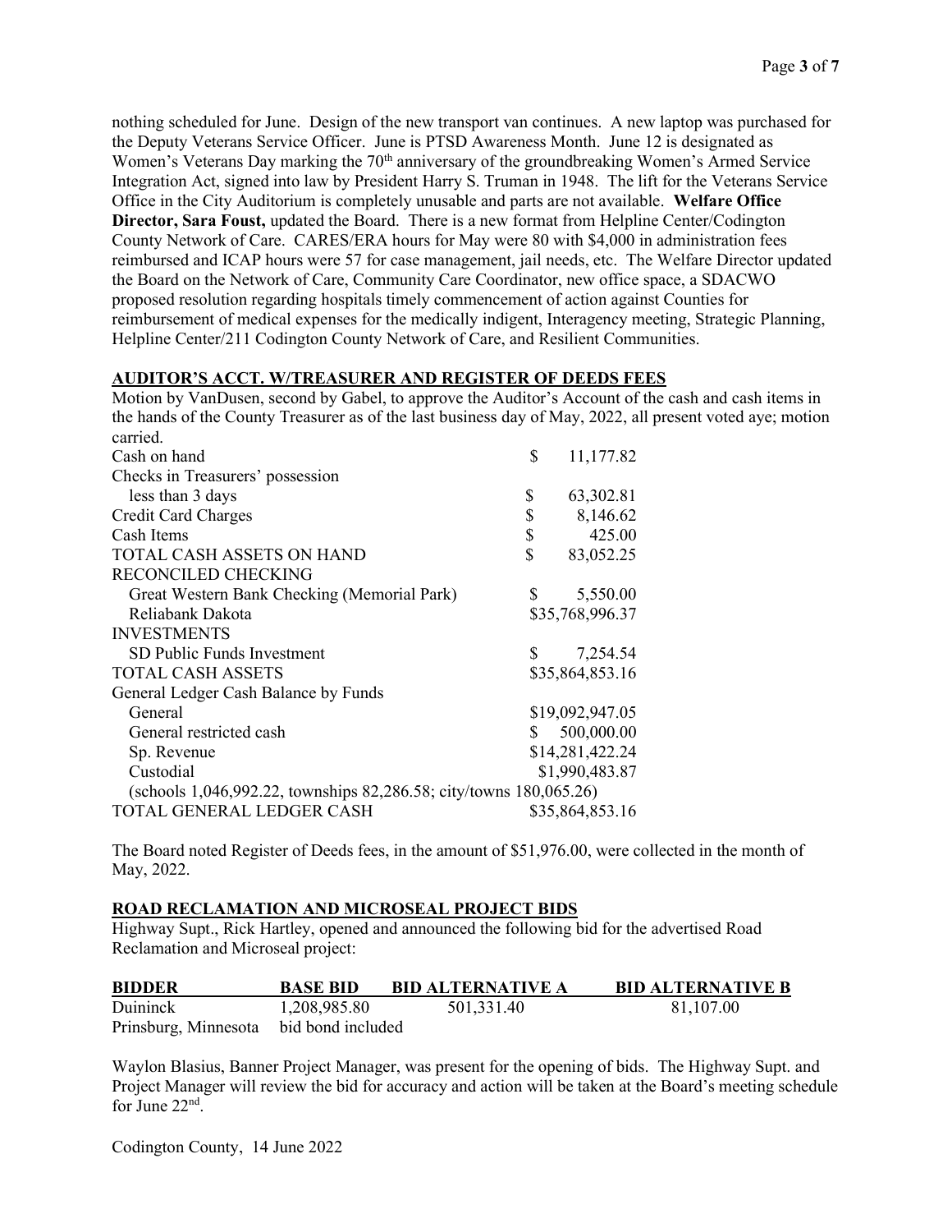nothing scheduled for June. Design of the new transport van continues. A new laptop was purchased for the Deputy Veterans Service Officer. June is PTSD Awareness Month. June 12 is designated as Women's Veterans Day marking the 70th anniversary of the groundbreaking Women's Armed Service Integration Act, signed into law by President Harry S. Truman in 1948. The lift for the Veterans Service Office in the City Auditorium is completely unusable and parts are not available. **Welfare Office Director, Sara Foust,** updated the Board. There is a new format from Helpline Center/Codington County Network of Care. CARES/ERA hours for May were 80 with $4,000 in administration fees reimbursed and ICAP hours were 57 for case management, jail needs, etc. The Welfare Director updated the Board on the Network of Care, Community Care Coordinator, new office space, a SDACWO proposed resolution regarding hospitals timely commencement of action against Counties for reimbursement of medical expenses for the medically indigent, Interagency meeting, Strategic Planning, Helpline Center/211 Codington County Network of Care, and Resilient Communities.

## AUDITOR'S ACCT. W/TREASURER AND REGISTER OF DEEDS FEES

Motion by VanDusen, second by Gabel, to approve the Auditor's Account of the cash and cash items in the hands of the County Treasurer as of the last business day of May, 2022, all present voted aye; motion carried.

| | |
|---|---|
| Cash on hand | $ 11,177.82 |
| Checks in Treasurers' possession | |
| less than 3 days | $ 63,302.81 |
| Credit Card Charges | $ 8,146.62 |
| Cash Items | $ 425.00 |
| TOTAL CASH ASSETS ON HAND | $ 83,052.25 |
| RECONCILED CHECKING | |
| Great Western Bank Checking (Memorial Park) | $ 5,550.00 |
| Reliabank Dakota | $35,768,996.37 |
| INVESTMENTS | |
| SD Public Funds Investment | $ 7,254.54 |
| TOTAL CASH ASSETS | $35,864,853.16 |
| General Ledger Cash Balance by Funds | |
| General | $19,092,947.05 |
| General restricted cash | $ 500,000.00 |
| Sp. Revenue | $14,281,422.24 |
| Custodial | $1,990,483.87 |
| (schools 1,046,992.22, townships 82,286.58; city/towns 180,065.26) | |
| TOTAL GENERAL LEDGER CASH | $35,864,853.16 |

The Board noted Register of Deeds fees, in the amount of $51,976.00, were collected in the month of May, 2022.

## ROAD RECLAMATION AND MICROSEAL PROJECT BIDS

Highway Supt., Rick Hartley, opened and announced the following bid for the advertised Road Reclamation and Microseal project:

| BIDDER | BASE BID | BID ALTERNATIVE A | BID ALTERNATIVE B |
|---|---|---|---|
| Duininck | 1,208,985.80 | 501,331.40 | 81,107.00 |
| Prinsburg, Minnesota | bid bond included | | |

Waylon Blasius, Banner Project Manager, was present for the opening of bids. The Highway Supt. and Project Manager will review the bid for accuracy and action will be taken at the Board's meeting schedule for June 22nd.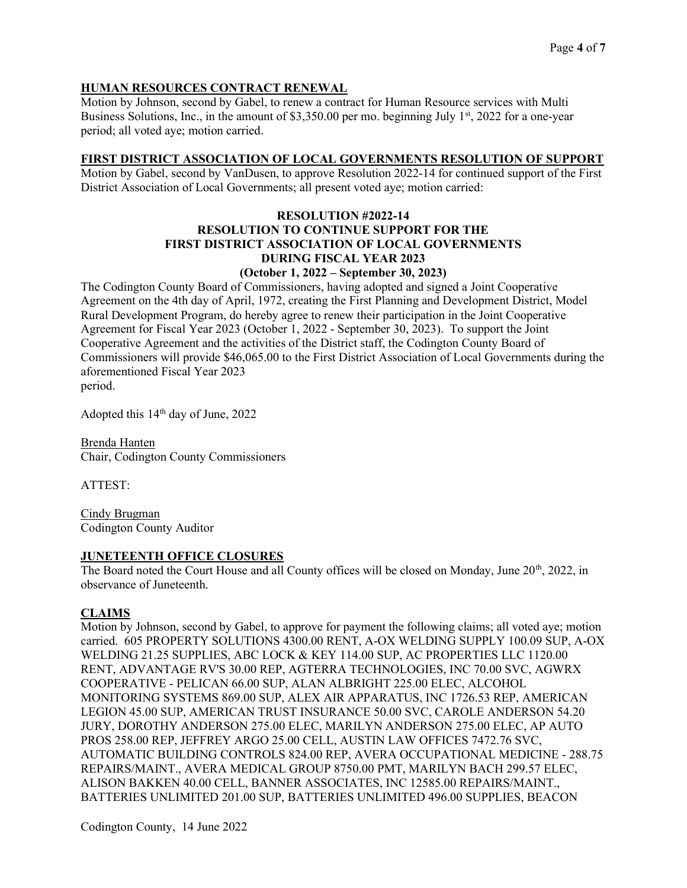## HUMAN RESOURCES CONTRACT RENEWAL

Motion by Johnson, second by Gabel, to renew a contract for Human Resource services with Multi Business Solutions, Inc., in the amount of $3,350.00 per mo. beginning July 1st, 2022 for a one-year period; all voted aye; motion carried.

## FIRST DISTRICT ASSOCIATION OF LOCAL GOVERNMENTS RESOLUTION OF SUPPORT

Motion by Gabel, second by VanDusen, to approve Resolution 2022-14 for continued support of the First District Association of Local Governments; all present voted aye; motion carried:

**RESOLUTION #2022-14**
**RESOLUTION TO CONTINUE SUPPORT FOR THE**
**FIRST DISTRICT ASSOCIATION OF LOCAL GOVERNMENTS**
**DURING FISCAL YEAR 2023**
**(October 1, 2022 – September 30, 2023)**

The Codington County Board of Commissioners, having adopted and signed a Joint Cooperative Agreement on the 4th day of April, 1972, creating the First Planning and Development District, Model Rural Development Program, do hereby agree to renew their participation in the Joint Cooperative Agreement for Fiscal Year 2023 (October 1, 2022 - September 30, 2023). To support the Joint Cooperative Agreement and the activities of the District staff, the Codington County Board of Commissioners will provide $46,065.00 to the First District Association of Local Governments during the aforementioned Fiscal Year 2023 period.

Adopted this 14th day of June, 2022

Brenda Hanten
Chair, Codington County Commissioners

ATTEST:

Cindy Brugman
Codington County Auditor

## JUNETEENTH OFFICE CLOSURES

The Board noted the Court House and all County offices will be closed on Monday, June 20th, 2022, in observance of Juneteenth.

## CLAIMS

Motion by Johnson, second by Gabel, to approve for payment the following claims; all voted aye; motion carried. 605 PROPERTY SOLUTIONS 4300.00 RENT, A-OX WELDING SUPPLY 100.09 SUP, A-OX WELDING 21.25 SUPPLIES, ABC LOCK & KEY 114.00 SUP, AC PROPERTIES LLC 1120.00 RENT, ADVANTAGE RV'S 30.00 REP, AGTERRA TECHNOLOGIES, INC 70.00 SVC, AGWRX COOPERATIVE - PELICAN 66.00 SUP, ALAN ALBRIGHT 225.00 ELEC, ALCOHOL MONITORING SYSTEMS 869.00 SUP, ALEX AIR APPARATUS, INC 1726.53 REP, AMERICAN LEGION 45.00 SUP, AMERICAN TRUST INSURANCE 50.00 SVC, CAROLE ANDERSON 54.20 JURY, DOROTHY ANDERSON 275.00 ELEC, MARILYN ANDERSON 275.00 ELEC, AP AUTO PROS 258.00 REP, JEFFREY ARGO 25.00 CELL, AUSTIN LAW OFFICES 7472.76 SVC, AUTOMATIC BUILDING CONTROLS 824.00 REP, AVERA OCCUPATIONAL MEDICINE - 288.75 REPAIRS/MAINT., AVERA MEDICAL GROUP 8750.00 PMT, MARILYN BACH 299.57 ELEC, ALISON BAKKEN 40.00 CELL, BANNER ASSOCIATES, INC 12585.00 REPAIRS/MAINT., BATTERIES UNLIMITED 201.00 SUP, BATTERIES UNLIMITED 496.00 SUPPLIES, BEACON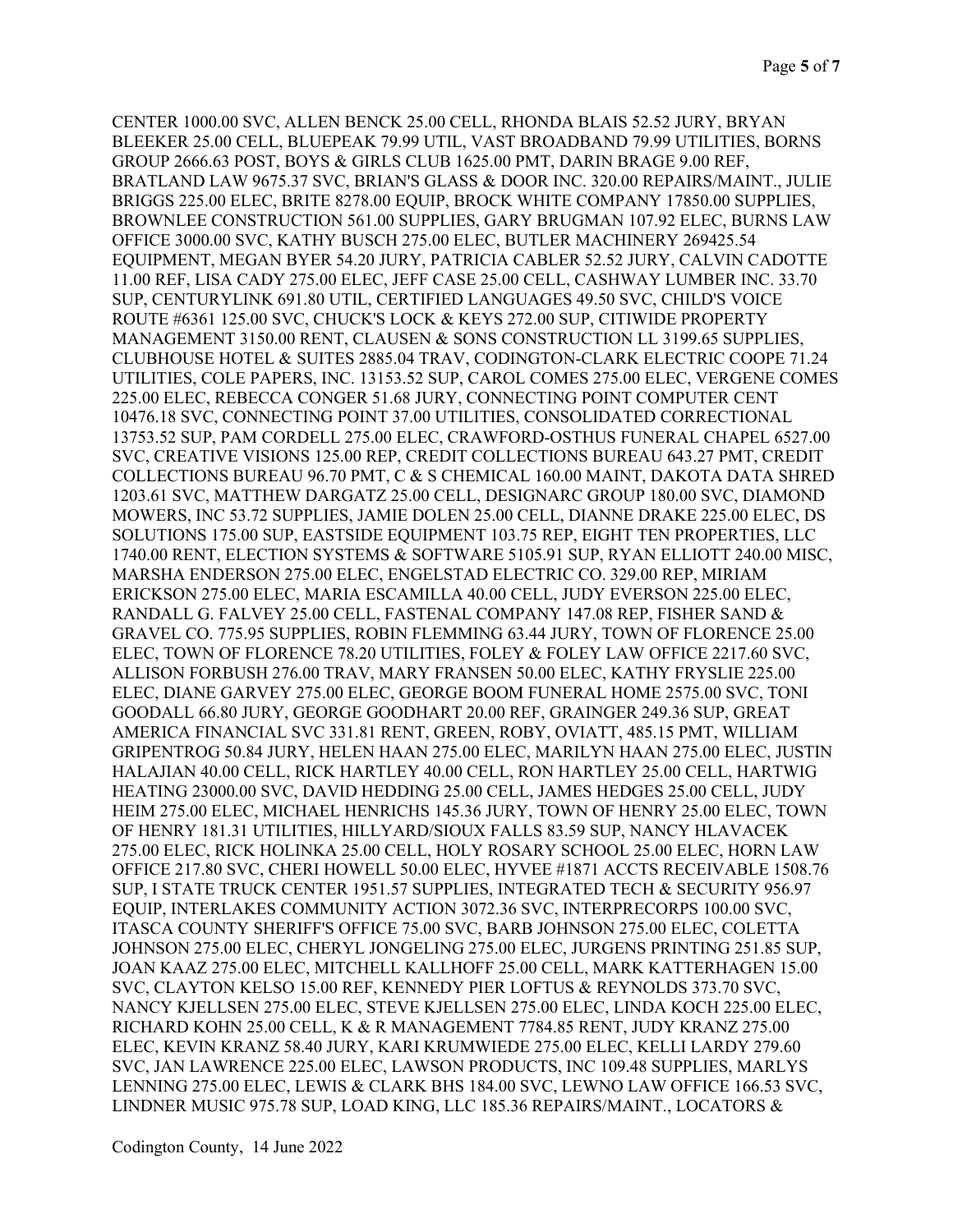CENTER 1000.00 SVC, ALLEN BENCK 25.00 CELL, RHONDA BLAIS 52.52 JURY, BRYAN BLEEKER 25.00 CELL, BLUEPEAK 79.99 UTIL, VAST BROADBAND 79.99 UTILITIES, BORNS GROUP 2666.63 POST, BOYS & GIRLS CLUB 1625.00 PMT, DARIN BRAGE 9.00 REF, BRATLAND LAW 9675.37 SVC, BRIAN'S GLASS & DOOR INC. 320.00 REPAIRS/MAINT., JULIE BRIGGS 225.00 ELEC, BRITE 8278.00 EQUIP, BROCK WHITE COMPANY 17850.00 SUPPLIES, BROWNLEE CONSTRUCTION 561.00 SUPPLIES, GARY BRUGMAN 107.92 ELEC, BURNS LAW OFFICE 3000.00 SVC, KATHY BUSCH 275.00 ELEC, BUTLER MACHINERY 269425.54 EQUIPMENT, MEGAN BYER 54.20 JURY, PATRICIA CABLER 52.52 JURY, CALVIN CADOTTE 11.00 REF, LISA CADY 275.00 ELEC, JEFF CASE 25.00 CELL, CASHWAY LUMBER INC. 33.70 SUP, CENTURYLINK 691.80 UTIL, CERTIFIED LANGUAGES 49.50 SVC, CHILD'S VOICE ROUTE #6361 125.00 SVC, CHUCK'S LOCK & KEYS 272.00 SUP, CITIWIDE PROPERTY MANAGEMENT 3150.00 RENT, CLAUSEN & SONS CONSTRUCTION LL 3199.65 SUPPLIES, CLUBHOUSE HOTEL & SUITES 2885.04 TRAV, CODINGTON-CLARK ELECTRIC COOPE 71.24 UTILITIES, COLE PAPERS, INC. 13153.52 SUP, CAROL COMES 275.00 ELEC, VERGENE COMES 225.00 ELEC, REBECCA CONGER 51.68 JURY, CONNECTING POINT COMPUTER CENT 10476.18 SVC, CONNECTING POINT 37.00 UTILITIES, CONSOLIDATED CORRECTIONAL 13753.52 SUP, PAM CORDELL 275.00 ELEC, CRAWFORD-OSTHUS FUNERAL CHAPEL 6527.00 SVC, CREATIVE VISIONS 125.00 REP, CREDIT COLLECTIONS BUREAU 643.27 PMT, CREDIT COLLECTIONS BUREAU 96.70 PMT, C & S CHEMICAL 160.00 MAINT, DAKOTA DATA SHRED 1203.61 SVC, MATTHEW DARGATZ 25.00 CELL, DESIGNARC GROUP 180.00 SVC, DIAMOND MOWERS, INC 53.72 SUPPLIES, JAMIE DOLEN 25.00 CELL, DIANNE DRAKE 225.00 ELEC, DS SOLUTIONS 175.00 SUP, EASTSIDE EQUIPMENT 103.75 REP, EIGHT TEN PROPERTIES, LLC 1740.00 RENT, ELECTION SYSTEMS & SOFTWARE 5105.91 SUP, RYAN ELLIOTT 240.00 MISC, MARSHA ENDERSON 275.00 ELEC, ENGELSTAD ELECTRIC CO. 329.00 REP, MIRIAM ERICKSON 275.00 ELEC, MARIA ESCAMILLA 40.00 CELL, JUDY EVERSON 225.00 ELEC, RANDALL G. FALVEY 25.00 CELL, FASTENAL COMPANY 147.08 REP, FISHER SAND & GRAVEL CO. 775.95 SUPPLIES, ROBIN FLEMMING 63.44 JURY, TOWN OF FLORENCE 25.00 ELEC, TOWN OF FLORENCE 78.20 UTILITIES, FOLEY & FOLEY LAW OFFICE 2217.60 SVC, ALLISON FORBUSH 276.00 TRAV, MARY FRANSEN 50.00 ELEC, KATHY FRYSLIE 225.00 ELEC, DIANE GARVEY 275.00 ELEC, GEORGE BOOM FUNERAL HOME 2575.00 SVC, TONI GOODALL 66.80 JURY, GEORGE GOODHART 20.00 REF, GRAINGER 249.36 SUP, GREAT AMERICA FINANCIAL SVC 331.81 RENT, GREEN, ROBY, OVIATT, 485.15 PMT, WILLIAM GRIPENTROG 50.84 JURY, HELEN HAAN 275.00 ELEC, MARILYN HAAN 275.00 ELEC, JUSTIN HALAJIAN 40.00 CELL, RICK HARTLEY 40.00 CELL, RON HARTLEY 25.00 CELL, HARTWIG HEATING 23000.00 SVC, DAVID HEDDING 25.00 CELL, JAMES HEDGES 25.00 CELL, JUDY HEIM 275.00 ELEC, MICHAEL HENRICHS 145.36 JURY, TOWN OF HENRY 25.00 ELEC, TOWN OF HENRY 181.31 UTILITIES, HILLYARD/SIOUX FALLS 83.59 SUP, NANCY HLAVACEK 275.00 ELEC, RICK HOLINKA 25.00 CELL, HOLY ROSARY SCHOOL 25.00 ELEC, HORN LAW OFFICE 217.80 SVC, CHERI HOWELL 50.00 ELEC, HYVEE #1871 ACCTS RECEIVABLE 1508.76 SUP, I STATE TRUCK CENTER 1951.57 SUPPLIES, INTEGRATED TECH & SECURITY 956.97 EQUIP, INTERLAKES COMMUNITY ACTION 3072.36 SVC, INTERPRECORPS 100.00 SVC, ITASCA COUNTY SHERIFF'S OFFICE 75.00 SVC, BARB JOHNSON 275.00 ELEC, COLETTA JOHNSON 275.00 ELEC, CHERYL JONGELING 275.00 ELEC, JURGENS PRINTING 251.85 SUP, JOAN KAAZ 275.00 ELEC, MITCHELL KALLHOFF 25.00 CELL, MARK KATTERHAGEN 15.00 SVC, CLAYTON KELSO 15.00 REF, KENNEDY PIER LOFTUS & REYNOLDS 373.70 SVC, NANCY KJELLSEN 275.00 ELEC, STEVE KJELLSEN 275.00 ELEC, LINDA KOCH 225.00 ELEC, RICHARD KOHN 25.00 CELL, K & R MANAGEMENT 7784.85 RENT, JUDY KRANZ 275.00 ELEC, KEVIN KRANZ 58.40 JURY, KARI KRUMWIEDE 275.00 ELEC, KELLI LARDY 279.60 SVC, JAN LAWRENCE 225.00 ELEC, LAWSON PRODUCTS, INC 109.48 SUPPLIES, MARLYS LENNING 275.00 ELEC, LEWIS & CLARK BHS 184.00 SVC, LEWNO LAW OFFICE 166.53 SVC, LINDNER MUSIC 975.78 SUP, LOAD KING, LLC 185.36 REPAIRS/MAINT., LOCATORS &

Codington County, 14 June 2022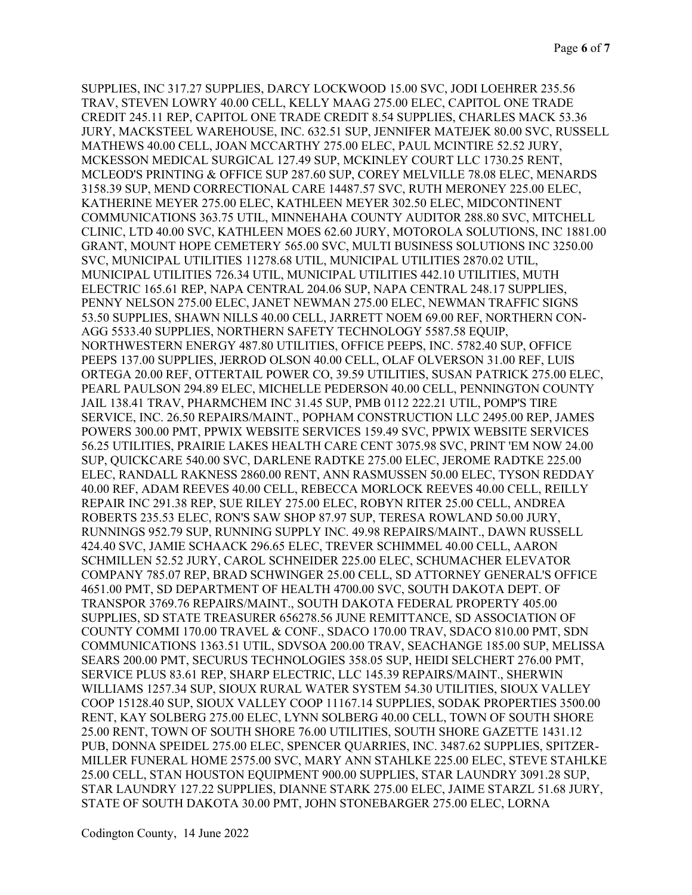SUPPLIES, INC 317.27 SUPPLIES, DARCY LOCKWOOD 15.00 SVC, JODI LOEHRER 235.56 TRAV, STEVEN LOWRY 40.00 CELL, KELLY MAAG 275.00 ELEC, CAPITOL ONE TRADE CREDIT 245.11 REP, CAPITOL ONE TRADE CREDIT 8.54 SUPPLIES, CHARLES MACK 53.36 JURY, MACKSTEEL WAREHOUSE, INC. 632.51 SUP, JENNIFER MATEJEK 80.00 SVC, RUSSELL MATHEWS 40.00 CELL, JOAN MCCARTHY 275.00 ELEC, PAUL MCINTIRE 52.52 JURY, MCKESSON MEDICAL SURGICAL 127.49 SUP, MCKINLEY COURT LLC 1730.25 RENT, MCLEOD'S PRINTING & OFFICE SUP 287.60 SUP, COREY MELVILLE 78.08 ELEC, MENARDS 3158.39 SUP, MEND CORRECTIONAL CARE 14487.57 SVC, RUTH MERONEY 225.00 ELEC, KATHERINE MEYER 275.00 ELEC, KATHLEEN MEYER 302.50 ELEC, MIDCONTINENT COMMUNICATIONS 363.75 UTIL, MINNEHAHA COUNTY AUDITOR 288.80 SVC, MITCHELL CLINIC, LTD 40.00 SVC, KATHLEEN MOES 62.60 JURY, MOTOROLA SOLUTIONS, INC 1881.00 GRANT, MOUNT HOPE CEMETERY 565.00 SVC, MULTI BUSINESS SOLUTIONS INC 3250.00 SVC, MUNICIPAL UTILITIES 11278.68 UTIL, MUNICIPAL UTILITIES 2870.02 UTIL, MUNICIPAL UTILITIES 726.34 UTIL, MUNICIPAL UTILITIES 442.10 UTILITIES, MUTH ELECTRIC 165.61 REP, NAPA CENTRAL 204.06 SUP, NAPA CENTRAL 248.17 SUPPLIES, PENNY NELSON 275.00 ELEC, JANET NEWMAN 275.00 ELEC, NEWMAN TRAFFIC SIGNS 53.50 SUPPLIES, SHAWN NILLS 40.00 CELL, JARRETT NOEM 69.00 REF, NORTHERN CON-AGG 5533.40 SUPPLIES, NORTHERN SAFETY TECHNOLOGY 5587.58 EQUIP, NORTHWESTERN ENERGY 487.80 UTILITIES, OFFICE PEEPS, INC. 5782.40 SUP, OFFICE PEEPS 137.00 SUPPLIES, JERROD OLSON 40.00 CELL, OLAF OLVERSON 31.00 REF, LUIS ORTEGA 20.00 REF, OTTERTAIL POWER CO, 39.59 UTILITIES, SUSAN PATRICK 275.00 ELEC, PEARL PAULSON 294.89 ELEC, MICHELLE PEDERSON 40.00 CELL, PENNINGTON COUNTY JAIL 138.41 TRAV, PHARMCHEM INC 31.45 SUP, PMB 0112 222.21 UTIL, POMP'S TIRE SERVICE, INC. 26.50 REPAIRS/MAINT., POPHAM CONSTRUCTION LLC 2495.00 REP, JAMES POWERS 300.00 PMT, PPWIX WEBSITE SERVICES 159.49 SVC, PPWIX WEBSITE SERVICES 56.25 UTILITIES, PRAIRIE LAKES HEALTH CARE CENT 3075.98 SVC, PRINT 'EM NOW 24.00 SUP, QUICKCARE 540.00 SVC, DARLENE RADTKE 275.00 ELEC, JEROME RADTKE 225.00 ELEC, RANDALL RAKNESS 2860.00 RENT, ANN RASMUSSEN 50.00 ELEC, TYSON REDDAY 40.00 REF, ADAM REEVES 40.00 CELL, REBECCA MORLOCK REEVES 40.00 CELL, REILLY REPAIR INC 291.38 REP, SUE RILEY 275.00 ELEC, ROBYN RITER 25.00 CELL, ANDREA ROBERTS 235.53 ELEC, RON'S SAW SHOP 87.97 SUP, TERESA ROWLAND 50.00 JURY, RUNNINGS 952.79 SUP, RUNNING SUPPLY INC. 49.98 REPAIRS/MAINT., DAWN RUSSELL 424.40 SVC, JAMIE SCHAACK 296.65 ELEC, TREVER SCHIMMEL 40.00 CELL, AARON SCHMILLEN 52.52 JURY, CAROL SCHNEIDER 225.00 ELEC, SCHUMACHER ELEVATOR COMPANY 785.07 REP, BRAD SCHWINGER 25.00 CELL, SD ATTORNEY GENERAL'S OFFICE 4651.00 PMT, SD DEPARTMENT OF HEALTH 4700.00 SVC, SOUTH DAKOTA DEPT. OF TRANSPOR 3769.76 REPAIRS/MAINT., SOUTH DAKOTA FEDERAL PROPERTY 405.00 SUPPLIES, SD STATE TREASURER 656278.56 JUNE REMITTANCE, SD ASSOCIATION OF COUNTY COMMI 170.00 TRAVEL & CONF., SDACO 170.00 TRAV, SDACO 810.00 PMT, SDN COMMUNICATIONS 1363.51 UTIL, SDVSOA 200.00 TRAV, SEACHANGE 185.00 SUP, MELISSA SEARS 200.00 PMT, SECURUS TECHNOLOGIES 358.05 SUP, HEIDI SELCHERT 276.00 PMT, SERVICE PLUS 83.61 REP, SHARP ELECTRIC, LLC 145.39 REPAIRS/MAINT., SHERWIN WILLIAMS 1257.34 SUP, SIOUX RURAL WATER SYSTEM 54.30 UTILITIES, SIOUX VALLEY COOP 15128.40 SUP, SIOUX VALLEY COOP 11167.14 SUPPLIES, SODAK PROPERTIES 3500.00 RENT, KAY SOLBERG 275.00 ELEC, LYNN SOLBERG 40.00 CELL, TOWN OF SOUTH SHORE 25.00 RENT, TOWN OF SOUTH SHORE 76.00 UTILITIES, SOUTH SHORE GAZETTE 1431.12 PUB, DONNA SPEIDEL 275.00 ELEC, SPENCER QUARRIES, INC. 3487.62 SUPPLIES, SPITZER-MILLER FUNERAL HOME 2575.00 SVC, MARY ANN STAHLKE 225.00 ELEC, STEVE STAHLKE 25.00 CELL, STAN HOUSTON EQUIPMENT 900.00 SUPPLIES, STAR LAUNDRY 3091.28 SUP, STAR LAUNDRY 127.22 SUPPLIES, DIANNE STARK 275.00 ELEC, JAIME STARZL 51.68 JURY, STATE OF SOUTH DAKOTA 30.00 PMT, JOHN STONEBARGER 275.00 ELEC, LORNA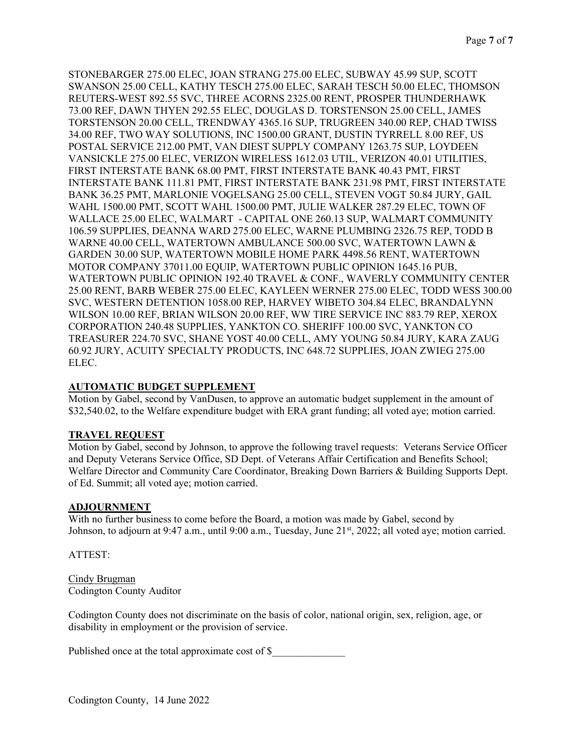STONEBARGER 275.00 ELEC, JOAN STRANG 275.00 ELEC, SUBWAY 45.99 SUP, SCOTT SWANSON 25.00 CELL, KATHY TESCH 275.00 ELEC, SARAH TESCH 50.00 ELEC, THOMSON REUTERS-WEST 892.55 SVC, THREE ACORNS 2325.00 RENT, PROSPER THUNDERHAWK 73.00 REF, DAWN THYEN 292.55 ELEC, DOUGLAS D. TORSTENSON 25.00 CELL, JAMES TORSTENSON 20.00 CELL, TRENDWAY 4365.16 SUP, TRUGREEN 340.00 REP, CHAD TWISS 34.00 REF, TWO WAY SOLUTIONS, INC 1500.00 GRANT, DUSTIN TYRRELL 8.00 REF, US POSTAL SERVICE 212.00 PMT, VAN DIEST SUPPLY COMPANY 1263.75 SUP, LOYDEEN VANSICKLE 275.00 ELEC, VERIZON WIRELESS 1612.03 UTIL, VERIZON 40.01 UTILITIES, FIRST INTERSTATE BANK 68.00 PMT, FIRST INTERSTATE BANK 40.43 PMT, FIRST INTERSTATE BANK 111.81 PMT, FIRST INTERSTATE BANK 231.98 PMT, FIRST INTERSTATE BANK 36.25 PMT, MARLONIE VOGELSANG 25.00 CELL, STEVEN VOGT 50.84 JURY, GAIL WAHL 1500.00 PMT, SCOTT WAHL 1500.00 PMT, JULIE WALKER 287.29 ELEC, TOWN OF WALLACE 25.00 ELEC, WALMART - CAPITAL ONE 260.13 SUP, WALMART COMMUNITY 106.59 SUPPLIES, DEANNA WARD 275.00 ELEC, WARNE PLUMBING 2326.75 REP, TODD B WARNE 40.00 CELL, WATERTOWN AMBULANCE 500.00 SVC, WATERTOWN LAWN & GARDEN 30.00 SUP, WATERTOWN MOBILE HOME PARK 4498.56 RENT, WATERTOWN MOTOR COMPANY 37011.00 EQUIP, WATERTOWN PUBLIC OPINION 1645.16 PUB, WATERTOWN PUBLIC OPINION 192.40 TRAVEL & CONF., WAVERLY COMMUNITY CENTER 25.00 RENT, BARB WEBER 275.00 ELEC, KAYLEEN WERNER 275.00 ELEC, TODD WESS 300.00 SVC, WESTERN DETENTION 1058.00 REP, HARVEY WIBETO 304.84 ELEC, BRANDALYNN WILSON 10.00 REF, BRIAN WILSON 20.00 REF, WW TIRE SERVICE INC 883.79 REP, XEROX CORPORATION 240.48 SUPPLIES, YANKTON CO. SHERIFF 100.00 SVC, YANKTON CO TREASURER 224.70 SVC, SHANE YOST 40.00 CELL, AMY YOUNG 50.84 JURY, KARA ZAUG 60.92 JURY, ACUITY SPECIALTY PRODUCTS, INC 648.72 SUPPLIES, JOAN ZWIEG 275.00 ELEC.

## AUTOMATIC BUDGET SUPPLEMENT

Motion by Gabel, second by VanDusen, to approve an automatic budget supplement in the amount of $32,540.02, to the Welfare expenditure budget with ERA grant funding; all voted aye; motion carried.

## TRAVEL REQUEST

Motion by Gabel, second by Johnson, to approve the following travel requests: Veterans Service Officer and Deputy Veterans Service Office, SD Dept. of Veterans Affair Certification and Benefits School; Welfare Director and Community Care Coordinator, Breaking Down Barriers & Building Supports Dept. of Ed. Summit; all voted aye; motion carried.

## ADJOURNMENT

With no further business to come before the Board, a motion was made by Gabel, second by Johnson, to adjourn at 9:47 a.m., until 9:00 a.m., Tuesday, June 21st, 2022; all voted aye; motion carried.

ATTEST:

Cindy Brugman
Codington County Auditor

Codington County does not discriminate on the basis of color, national origin, sex, religion, age, or disability in employment or the provision of service.

Published once at the total approximate cost of $______________

Codington County, 14 June 2022